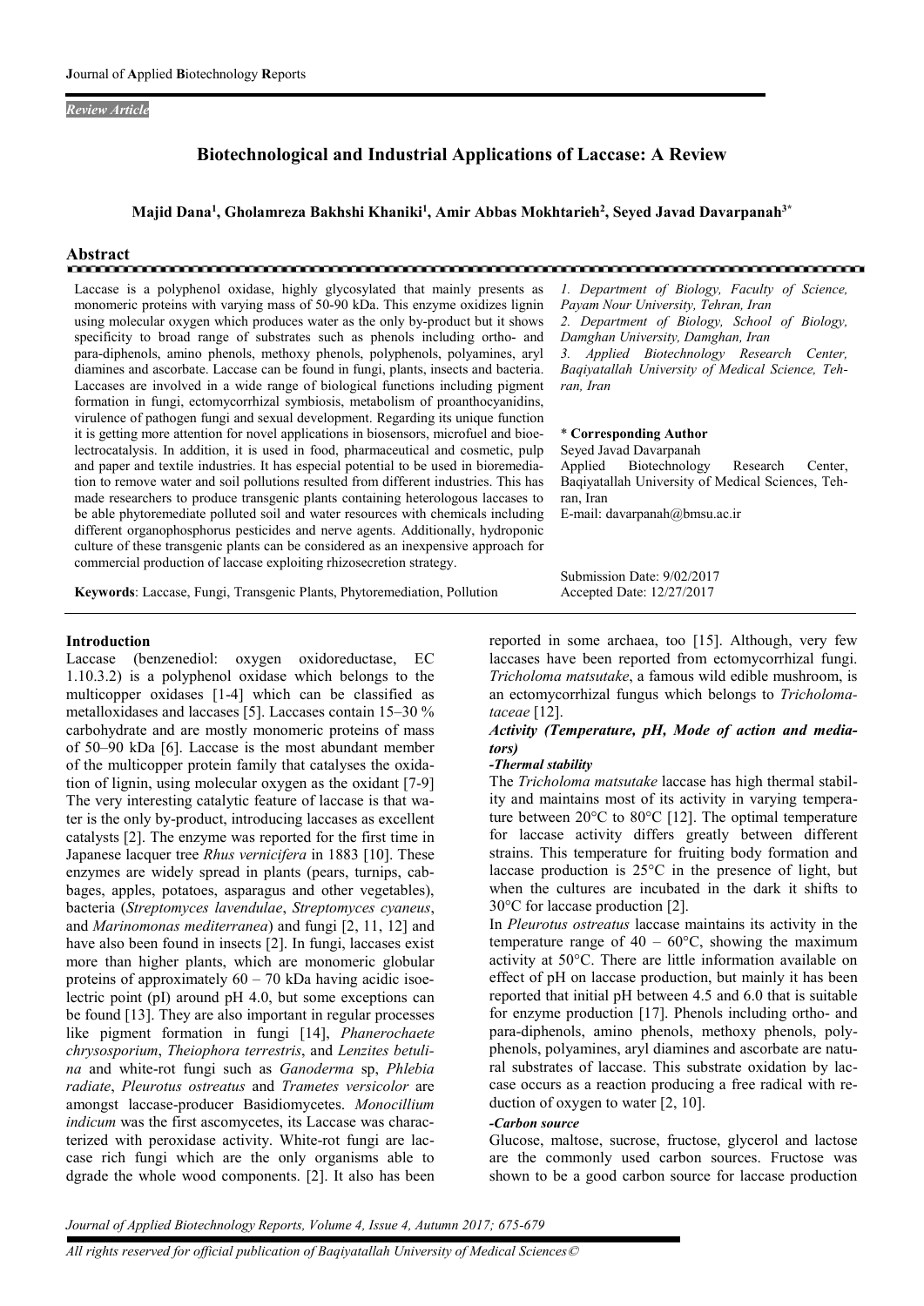*Review Article*

# Biotechnological and Industrial Applications of Laccase: A Review

**Majid Dana[1], Gholamreza Bakhshi Khaniki[1], Amir Abbas Mokhtarieh[2], Seyed Javad Davarpanah[3*]**

## Abstract

Laccase is a polyphenol oxidase, highly glycosylated that mainly presents as monomeric proteins with varying mass of 50-90 kDa. This enzyme oxidizes lignin using molecular oxygen which produces water as the only by-product but it shows specificity to broad range of substrates such as phenols including ortho- and para-diphenols, amino phenols, methoxy phenols, polyphenols, polyamines, aryl diamines and ascorbate. Laccase can be found in fungi, plants, insects and bacteria. Laccases are involved in a wide range of biological functions including pigment formation in fungi, ectomycorrhizal symbiosis, metabolism of proanthocyanidins, virulence of pathogen fungi and sexual development. Regarding its unique function it is getting more attention for novel applications in biosensors, microfuel and bioelectrocatalysis. In addition, it is used in food, pharmaceutical and cosmetic, pulp and paper and textile industries. It has especial potential to be used in bioremediation to remove water and soil pollutions resulted from different industries. This has made researchers to produce transgenic plants containing heterologous laccases to be able phytoremediate polluted soil and water resources with chemicals including different organophosphorus pesticides and nerve agents. Additionally, hydroponic culture of these transgenic plants can be considered as an inexpensive approach for commercial production of laccase exploiting rhizosecretion strategy.

**Keywords**: Laccase, Fungi, Transgenic Plants, Phytoremediation, Pollution

1. Department of Biology, Faculty of Science, Payam Nour University, Tehran, Iran
2. Department of Biology, School of Biology, Damghan University, Damghan, Iran
3. Applied Biotechnology Research Center, Baqiyatallah University of Medical Science, Tehran, Iran

**\* Corresponding Author**
Seyed Javad Davarpanah
Applied Biotechnology Research Center, Baqiyatallah University of Medical Sciences, Tehran, Iran
E-mail: davarpanah@bmsu.ac.ir

Submission Date: 9/02/2017
Accepted Date: 12/27/2017

## Introduction

Laccase (benzenediol: oxygen oxidoreductase, EC 1.10.3.2) is a polyphenol oxidase which belongs to the multicopper oxidases [1-4] which can be classified as metalloxidases and laccases [5]. Laccases contain 15–30 % carbohydrate and are mostly monomeric proteins of mass of 50–90 kDa [6]. Laccase is the most abundant member of the multicopper protein family that catalyses the oxidation of lignin, using molecular oxygen as the oxidant [7-9] The very interesting catalytic feature of laccase is that water is the only by-product, introducing laccases as excellent catalysts [2]. The enzyme was reported for the first time in Japanese lacquer tree *Rhus vernicifera* in 1883 [10]. These enzymes are widely spread in plants (pears, turnips, cabbages, apples, potatoes, asparagus and other vegetables), bacteria (*Streptomyces lavendulae*, *Streptomyces cyaneus*, and *Marinomonas mediterranea*) and fungi [2, 11, 12] and have also been found in insects [2]. In fungi, laccases exist more than higher plants, which are monomeric globular proteins of approximately 60 – 70 kDa having acidic isoelectric point (pI) around pH 4.0, but some exceptions can be found [13]. They are also important in regular processes like pigment formation in fungi [14], *Phanerochaete chrysosporium*, *Theiophora terrestris*, and *Lenzites betulina* and white-rot fungi such as *Ganoderma* sp, *Phlebia radiate*, *Pleurotus ostreatus* and *Trametes versicolor* are amongst laccase-producer Basidiomycetes. *Monocillium indicum* was the first ascomycetes, its Laccase was characterized with peroxidase activity. White-rot fungi are laccase rich fungi which are the only organisms able to dgrade the whole wood components. [2]. It also has been reported in some archaea, too [15]. Although, very few laccases have been reported from ectomycorrhizal fungi. *Tricholoma matsutake*, a famous wild edible mushroom, is an ectomycorrhizal fungus which belongs to *Tricholomataceae* [12].

### Activity (Temperature, pH, Mode of action and mediators)

#### -Thermal stability

The *Tricholoma matsutake* laccase has high thermal stability and maintains most of its activity in varying temperature between 20°C to 80°C [12]. The optimal temperature for laccase activity differs greatly between different strains. This temperature for fruiting body formation and laccase production is 25°C in the presence of light, but when the cultures are incubated in the dark it shifts to 30°C for laccase production [2].

In *Pleurotus ostreatus* laccase maintains its activity in the temperature range of 40 – 60°C, showing the maximum activity at 50°C. There are little information available on effect of pH on laccase production, but mainly it has been reported that initial pH between 4.5 and 6.0 that is suitable for enzyme production [17]. Phenols including ortho- and para-diphenols, amino phenols, methoxy phenols, polyphenols, polyamines, aryl diamines and ascorbate are natural substrates of laccase. This substrate oxidation by laccase occurs as a reaction producing a free radical with reduction of oxygen to water [2, 10].

#### -Carbon source

Glucose, maltose, sucrose, fructose, glycerol and lactose are the commonly used carbon sources. Fructose was shown to be a good carbon source for laccase production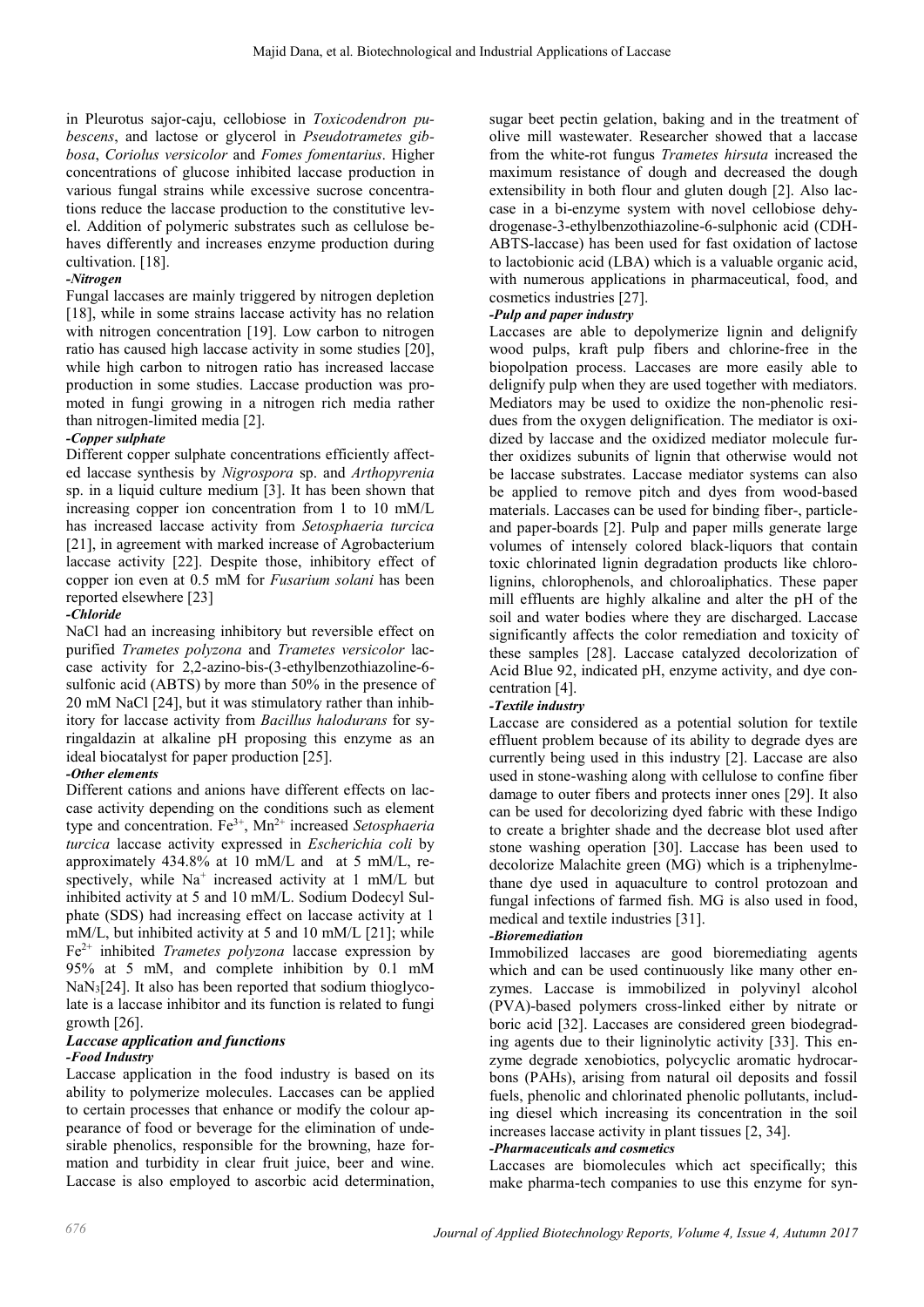in Pleurotus sajor-caju, cellobiose in *Toxicodendron pubescens*, and lactose or glycerol in *Pseudotrametes gibbosa*, *Coriolus versicolor* and *Fomes fomentarius*. Higher concentrations of glucose inhibited laccase production in various fungal strains while excessive sucrose concentrations reduce the laccase production to the constitutive level. Addition of polymeric substrates such as cellulose behaves differently and increases enzyme production during cultivation. [18].

***-Nitrogen***

Fungal laccases are mainly triggered by nitrogen depletion [18], while in some strains laccase activity has no relation with nitrogen concentration [19]. Low carbon to nitrogen ratio has caused high laccase activity in some studies [20], while high carbon to nitrogen ratio has increased laccase production in some studies. Laccase production was promoted in fungi growing in a nitrogen rich media rather than nitrogen-limited media [2].

***-Copper sulphate***

Different copper sulphate concentrations efficiently affected laccase synthesis by *Nigrospora* sp. and *Arthopyrenia* sp. in a liquid culture medium [3]. It has been shown that increasing copper ion concentration from 1 to 10 mM/L has increased laccase activity from *Setosphaeria turcica* [21], in agreement with marked increase of Agrobacterium laccase activity [22]. Despite those, inhibitory effect of copper ion even at 0.5 mM for *Fusarium solani* has been reported elsewhere [23]

***-Chloride***

NaCl had an increasing inhibitory but reversible effect on purified *Trametes polyzona* and *Trametes versicolor* laccase activity for 2,2-azino-bis-(3-ethylbenzothiazoline-6-sulfonic acid (ABTS) by more than 50% in the presence of 20 mM NaCl [24], but it was stimulatory rather than inhibitory for laccase activity from *Bacillus halodurans* for syringaldazin at alkaline pH proposing this enzyme as an ideal biocatalyst for paper production [25].

***-Other elements***

Different cations and anions have different effects on laccase activity depending on the conditions such as element type and concentration. $Fe^{3+}$, $Mn^{2+}$ increased *Setosphaeria turcica* laccase activity expressed in *Escherichia coli* by approximately 434.8% at 10 mM/L and at 5 mM/L, respectively, while $Na^{+}$ increased activity at 1 mM/L but inhibited activity at 5 and 10 mM/L. Sodium Dodecyl Sulphate (SDS) had increasing effect on laccase activity at 1 mM/L, but inhibited activity at 5 and 10 mM/L [21]; while $Fe^{2+}$ inhibited *Trametes polyzona* laccase expression by 95% at 5 mM, and complete inhibition by 0.1 mM $NaN_3$[24]. It also has been reported that sodium thioglycolate is a laccase inhibitor and its function is related to fungi growth [26].

## Laccase application and functions

***-Food Industry***

Laccase application in the food industry is based on its ability to polymerize molecules. Laccases can be applied to certain processes that enhance or modify the colour appearance of food or beverage for the elimination of undesirable phenolics, responsible for the browning, haze formation and turbidity in clear fruit juice, beer and wine. Laccase is also employed to ascorbic acid determination, sugar beet pectin gelation, baking and in the treatment of olive mill wastewater. Researcher showed that a laccase from the white-rot fungus *Trametes hirsuta* increased the maximum resistance of dough and decreased the dough extensibility in both flour and gluten dough [2]. Also laccase in a bi-enzyme system with novel cellobiose dehydrogenase-3-ethylbenzothiazoline-6-sulphonic acid (CDH-ABTS-laccase) has been used for fast oxidation of lactose to lactobionic acid (LBA) which is a valuable organic acid, with numerous applications in pharmaceutical, food, and cosmetics industries [27].

***-Pulp and paper industry***

Laccases are able to depolymerize lignin and delignify wood pulps, kraft pulp fibers and chlorine-free in the biopolpation process. Laccases are more easily able to delignify pulp when they are used together with mediators. Mediators may be used to oxidize the non-phenolic residues from the oxygen delignification. The mediator is oxidized by laccase and the oxidized mediator molecule further oxidizes subunits of lignin that otherwise would not be laccase substrates. Laccase mediator systems can also be applied to remove pitch and dyes from wood-based materials. Laccases can be used for binding fiber-, particle- and paper-boards [2]. Pulp and paper mills generate large volumes of intensely colored black-liquors that contain toxic chlorinated lignin degradation products like chlorolignins, chlorophenols, and chloroaliphatics. These paper mill effluents are highly alkaline and alter the pH of the soil and water bodies where they are discharged. Laccase significantly affects the color remediation and toxicity of these samples [28]. Laccase catalyzed decolorization of Acid Blue 92, indicated pH, enzyme activity, and dye concentration [4].

***-Textile industry***

Laccase are considered as a potential solution for textile effluent problem because of its ability to degrade dyes are currently being used in this industry [2]. Laccase are also used in stone-washing along with cellulose to confine fiber damage to outer fibers and protects inner ones [29]. It also can be used for decolorizing dyed fabric with these Indigo to create a brighter shade and the decrease blot used after stone washing operation [30]. Laccase has been used to decolorize Malachite green (MG) which is a triphenylmethane dye used in aquaculture to control protozoan and fungal infections of farmed fish. MG is also used in food, medical and textile industries [31].

***-Bioremediation***

Immobilized laccases are good bioremediating agents which and can be used continuously like many other enzymes. Laccase is immobilized in polyvinyl alcohol (PVA)-based polymers cross-linked either by nitrate or boric acid [32]. Laccases are considered green biodegrading agents due to their ligninolytic activity [33]. This enzyme degrade xenobiotics, polycyclic aromatic hydrocarbons (PAHs), arising from natural oil deposits and fossil fuels, phenolic and chlorinated phenolic pollutants, including diesel which increasing its concentration in the soil increases laccase activity in plant tissues [2, 34].

***-Pharmaceuticals and cosmetics***

Laccases are biomolecules which act specifically; this make pharma-tech companies to use this enzyme for syn-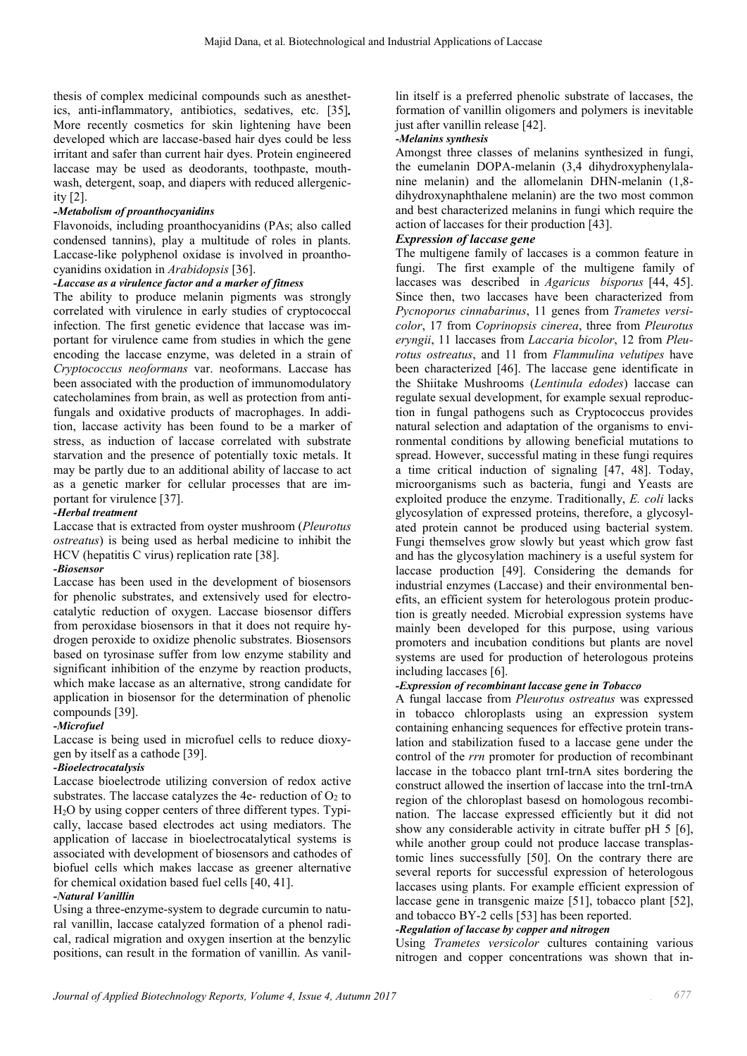thesis of complex medicinal compounds such as anesthetics, anti-inflammatory, antibiotics, sedatives, etc. [35]**.** More recently cosmetics for skin lightening have been developed which are laccase-based hair dyes could be less irritant and safer than current hair dyes. Protein engineered laccase may be used as deodorants, toothpaste, mouthwash, detergent, soap, and diapers with reduced allergenicity [2].

***-Metabolism of proanthocyanidins***

Flavonoids, including proanthocyanidins (PAs; also called condensed tannins), play a multitude of roles in plants. Laccase-like polyphenol oxidase is involved in proanthocyanidins oxidation in *Arabidopsis* [36].

***-Laccase as a virulence factor and a marker of fitness***

The ability to produce melanin pigments was strongly correlated with virulence in early studies of cryptococcal infection. The first genetic evidence that laccase was important for virulence came from studies in which the gene encoding the laccase enzyme, was deleted in a strain of *Cryptococcus neoformans* var. neoformans. Laccase has been associated with the production of immunomodulatory catecholamines from brain, as well as protection from antifungals and oxidative products of macrophages. In addition, laccase activity has been found to be a marker of stress, as induction of laccase correlated with substrate starvation and the presence of potentially toxic metals. It may be partly due to an additional ability of laccase to act as a genetic marker for cellular processes that are important for virulence [37].

***-Herbal treatment***

Laccase that is extracted from oyster mushroom (*Pleurotus ostreatus*) is being used as herbal medicine to inhibit the HCV (hepatitis C virus) replication rate [38].

***-Biosensor***

Laccase has been used in the development of biosensors for phenolic substrates, and extensively used for electrocatalytic reduction of oxygen. Laccase biosensor differs from peroxidase biosensors in that it does not require hydrogen peroxide to oxidize phenolic substrates. Biosensors based on tyrosinase suffer from low enzyme stability and significant inhibition of the enzyme by reaction products, which make laccase as an alternative, strong candidate for application in biosensor for the determination of phenolic compounds [39].

***-Microfuel***

Laccase is being used in microfuel cells to reduce dioxygen by itself as a cathode [39].

***-Bioelectrocatalysis***

Laccase bioelectrode utilizing conversion of redox active substrates. The laccase catalyzes the 4e- reduction of $O_2$ to $H_2O$ by using copper centers of three different types. Typically, laccase based electrodes act using mediators. The application of laccase in bioelectrocatalytical systems is associated with development of biosensors and cathodes of biofuel cells which makes laccase as greener alternative for chemical oxidation based fuel cells [40, 41].

***-Natural Vanillin***

Using a three-enzyme-system to degrade curcumin to natural vanillin, laccase catalyzed formation of a phenol radical, radical migration and oxygen insertion at the benzylic positions, can result in the formation of vanillin. As vanillin itself is a preferred phenolic substrate of laccases, the formation of vanillin oligomers and polymers is inevitable just after vanillin release [42].

***-Melanins synthesis***

Amongst three classes of melanins synthesized in fungi, the eumelanin DOPA-melanin (3,4 dihydroxyphenylalanine melanin) and the allomelanin DHN-melanin (1,8-dihydroxynaphthalene melanin) are the two most common and best characterized melanins in fungi which require the action of laccases for their production [43].

### *Expression of laccase gene*

The multigene family of laccases is a common feature in fungi. The first example of the multigene family of laccases was described in *Agaricus bisporus* [44, 45]. Since then, two laccases have been characterized from *Pycnoporus cinnabarinus*, 11 genes from *Trametes versicolor*, 17 from *Coprinopsis cinerea*, three from *Pleurotus eryngii*, 11 laccases from *Laccaria bicolor*, 12 from *Pleurotus ostreatus*, and 11 from *Flammulina velutipes* have been characterized [46]. The laccase gene identificate in the Shiitake Mushrooms (*Lentinula edodes*) laccase can regulate sexual development, for example sexual reproduction in fungal pathogens such as Cryptococcus provides natural selection and adaptation of the organisms to environmental conditions by allowing beneficial mutations to spread. However, successful mating in these fungi requires a time critical induction of signaling [47, 48]. Today, microorganisms such as bacteria, fungi and Yeasts are exploited produce the enzyme. Traditionally, *E. coli* lacks glycosylation of expressed proteins, therefore, a glycosylated protein cannot be produced using bacterial system. Fungi themselves grow slowly but yeast which grow fast and has the glycosylation machinery is a useful system for laccase production [49]. Considering the demands for industrial enzymes (Laccase) and their environmental benefits, an efficient system for heterologous protein production is greatly needed. Microbial expression systems have mainly been developed for this purpose, using various promoters and incubation conditions but plants are novel systems are used for production of heterologous proteins including laccases [6].

***-Expression of recombinant laccase gene in Tobacco***

A fungal laccase from *Pleurotus ostreatus* was expressed in tobacco chloroplasts using an expression system containing enhancing sequences for effective protein translation and stabilization fused to a laccase gene under the control of the *rrn* promoter for production of recombinant laccase in the tobacco plant trnI-trnA sites bordering the construct allowed the insertion of laccase into the trnI-trnA region of the chloroplast basesd on homologous recombination. The laccase expressed efficiently but it did not show any considerable activity in citrate buffer pH 5 [6], while another group could not produce laccase transplastomic lines successfully [50]. On the contrary there are several reports for successful expression of heterologous laccases using plants. For example efficient expression of laccase gene in transgenic maize [51], tobacco plant [52], and tobacco BY-2 cells [53] has been reported.

***-Regulation of laccase by copper and nitrogen***

Using *Trametes versicolor* cultures containing various nitrogen and copper concentrations was shown that in-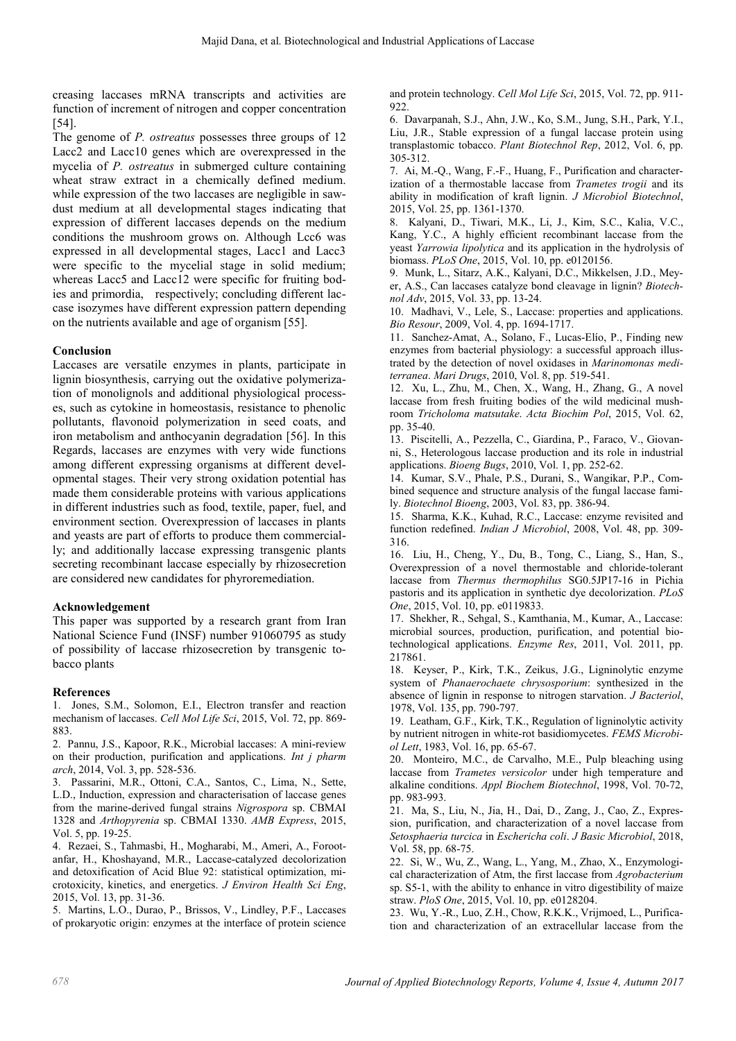creasing laccases mRNA transcripts and activities are function of increment of nitrogen and copper concentration [54].

The genome of *P. ostreatus* possesses three groups of 12 Lacc2 and Lacc10 genes which are overexpressed in the mycelia of *P. ostreatus* in submerged culture containing wheat straw extract in a chemically defined medium. while expression of the two laccases are negligible in sawdust medium at all developmental stages indicating that expression of different laccases depends on the medium conditions the mushroom grows on. Although Lcc6 was expressed in all developmental stages, Lacc1 and Lacc3 were specific to the mycelial stage in solid medium; whereas Lacc5 and Lacc12 were specific for fruiting bodies and primordia, respectively; concluding different laccase isozymes have different expression pattern depending on the nutrients available and age of organism [55].

## Conclusion

Laccases are versatile enzymes in plants, participate in lignin biosynthesis, carrying out the oxidative polymerization of monolignols and additional physiological processes, such as cytokine in homeostasis, resistance to phenolic pollutants, flavonoid polymerization in seed coats, and iron metabolism and anthocyanin degradation [56]. In this Regards, laccases are enzymes with very wide functions among different expressing organisms at different developmental stages. Their very strong oxidation potential has made them considerable proteins with various applications in different industries such as food, textile, paper, fuel, and environment section. Overexpression of laccases in plants and yeasts are part of efforts to produce them commercially; and additionally laccase expressing transgenic plants secreting recombinant laccase especially by rhizosecretion are considered new candidates for phyroremediation.

## Acknowledgement

This paper was supported by a research grant from Iran National Science Fund (INSF) number 91060795 as study of possibility of laccase rhizosecretion by transgenic tobacco plants

## References

1. Jones, S.M., Solomon, E.I., Electron transfer and reaction mechanism of laccases. *Cell Mol Life Sci*, 2015, Vol. 72, pp. 869-883.
2. Pannu, J.S., Kapoor, R.K., Microbial laccases: A mini-review on their production, purification and applications. *Int j pharm arch*, 2014, Vol. 3, pp. 528-536.
3. Passarini, M.R., Ottoni, C.A., Santos, C., Lima, N., Sette, L.D., Induction, expression and characterisation of laccase genes from the marine-derived fungal strains *Nigrospora* sp. CBMAI 1328 and *Arthopyrenia* sp. CBMAI 1330. *AMB Express*, 2015, Vol. 5, pp. 19-25.
4. Rezaei, S., Tahmasbi, H., Mogharabi, M., Ameri, A., Forootanfar, H., Khoshayand, M.R., Laccase-catalyzed decolorization and detoxification of Acid Blue 92: statistical optimization, microtoxicity, kinetics, and energetics. *J Environ Health Sci Eng*, 2015, Vol. 13, pp. 31-36.
5. Martins, L.O., Durao, P., Brissos, V., Lindley, P.F., Laccases of prokaryotic origin: enzymes at the interface of protein science and protein technology. *Cell Mol Life Sci*, 2015, Vol. 72, pp. 911-922.
6. Davarpanah, S.J., Ahn, J.W., Ko, S.M., Jung, S.H., Park, Y.I., Liu, J.R., Stable expression of a fungal laccase protein using transplastomic tobacco. *Plant Biotechnol Rep*, 2012, Vol. 6, pp. 305-312.
7. Ai, M.-Q., Wang, F.-F., Huang, F., Purification and characterization of a thermostable laccase from *Trametes trogii* and its ability in modification of kraft lignin. *J Microbiol Biotechnol*, 2015, Vol. 25, pp. 1361-1370.
8. Kalyani, D., Tiwari, M.K., Li, J., Kim, S.C., Kalia, V.C., Kang, Y.C., A highly efficient recombinant laccase from the yeast *Yarrowia lipolytica* and its application in the hydrolysis of biomass. *PLoS One*, 2015, Vol. 10, pp. e0120156.
9. Munk, L., Sitarz, A.K., Kalyani, D.C., Mikkelsen, J.D., Meyer, A.S., Can laccases catalyze bond cleavage in lignin? *Biotechnol Adv*, 2015, Vol. 33, pp. 13-24.
10. Madhavi, V., Lele, S., Laccase: properties and applications. *Bio Resour*, 2009, Vol. 4, pp. 1694-1717.
11. Sanchez-Amat, A., Solano, F., Lucas-Elío, P., Finding new enzymes from bacterial physiology: a successful approach illustrated by the detection of novel oxidases in *Marinomonas mediterranea*. *Mari Drugs*, 2010, Vol. 8, pp. 519-541.
12. Xu, L., Zhu, M., Chen, X., Wang, H., Zhang, G., A novel laccase from fresh fruiting bodies of the wild medicinal mushroom *Tricholoma matsutake*. *Acta Biochim Pol*, 2015, Vol. 62, pp. 35-40.
13. Piscitelli, A., Pezzella, C., Giardina, P., Faraco, V., Giovanni, S., Heterologous laccase production and its role in industrial applications. *Bioeng Bugs*, 2010, Vol. 1, pp. 252-62.
14. Kumar, S.V., Phale, P.S., Durani, S., Wangikar, P.P., Combined sequence and structure analysis of the fungal laccase family. *Biotechnol Bioeng*, 2003, Vol. 83, pp. 386-94.
15. Sharma, K.K., Kuhad, R.C., Laccase: enzyme revisited and function redefined. *Indian J Microbiol*, 2008, Vol. 48, pp. 309-316.
16. Liu, H., Cheng, Y., Du, B., Tong, C., Liang, S., Han, S., Overexpression of a novel thermostable and chloride-tolerant laccase from *Thermus thermophilus* SG0.5JP17-16 in Pichia pastoris and its application in synthetic dye decolorization. *PLoS One*, 2015, Vol. 10, pp. e0119833.
17. Shekher, R., Sehgal, S., Kamthania, M., Kumar, A., Laccase: microbial sources, production, purification, and potential biotechnological applications. *Enzyme Res*, 2011, Vol. 2011, pp. 217861.
18. Keyser, P., Kirk, T.K., Zeikus, J.G., Ligninolytic enzyme system of *Phanaerochaete chrysosporium*: synthesized in the absence of lignin in response to nitrogen starvation. *J Bacteriol*, 1978, Vol. 135, pp. 790-797.
19. Leatham, G.F., Kirk, T.K., Regulation of ligninolytic activity by nutrient nitrogen in white-rot basidiomycetes. *FEMS Microbiol Lett*, 1983, Vol. 16, pp. 65-67.
20. Monteiro, M.C., de Carvalho, M.E., Pulp bleaching using laccase from *Trametes versicolor* under high temperature and alkaline conditions. *Appl Biochem Biotechnol*, 1998, Vol. 70-72, pp. 983-993.
21. Ma, S., Liu, N., Jia, H., Dai, D., Zang, J., Cao, Z., Expression, purification, and characterization of a novel laccase from *Setosphaeria turcica* in *Eschericha coli*. *J Basic Microbiol*, 2018, Vol. 58, pp. 68-75.
22. Si, W., Wu, Z., Wang, L., Yang, M., Zhao, X., Enzymological characterization of Atm, the first laccase from *Agrobacterium* sp. S5-1, with the ability to enhance in vitro digestibility of maize straw. *PloS One*, 2015, Vol. 10, pp. e0128204.
23. Wu, Y.-R., Luo, Z.H., Chow, R.K.K., Vrijmoed, L., Purification and characterization of an extracellular laccase from the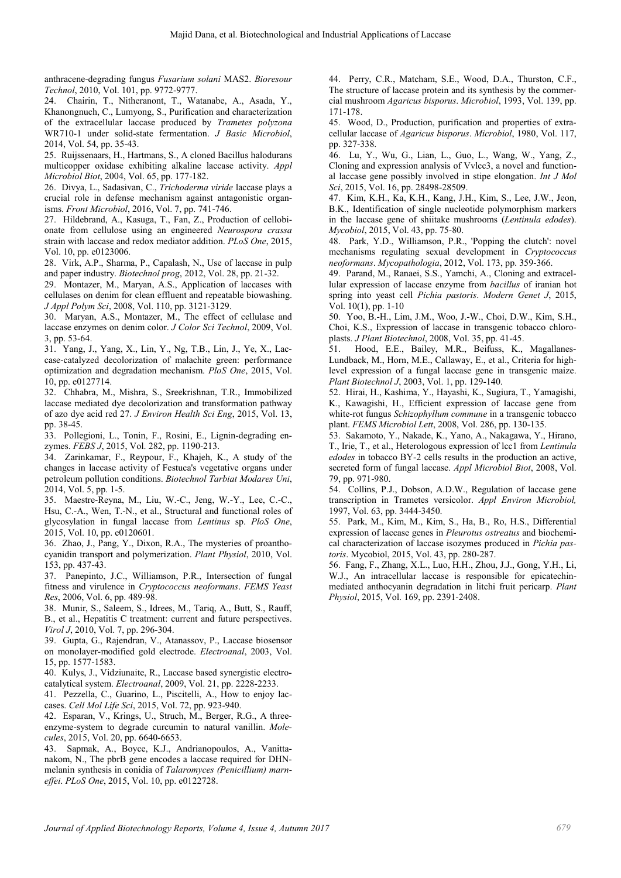anthracene-degrading fungus *Fusarium solani* MAS2. *Bioresour Technol*, 2010, Vol. 101, pp. 9772-9777.

24. Chairin, T., Nitheranont, T., Watanabe, A., Asada, Y., Khanongnuch, C., Lumyong, S., Purification and characterization of the extracellular laccase produced by *Trametes polyzona* WR710-1 under solid-state fermentation. *J Basic Microbiol*, 2014, Vol. 54, pp. 35-43.

25. Ruijssenaars, H., Hartmans, S., A cloned Bacillus halodurans multicopper oxidase exhibiting alkaline laccase activity. *Appl Microbiol Biot*, 2004, Vol. 65, pp. 177-182.

26. Divya, L., Sadasivan, C., *Trichoderma viride* laccase plays a crucial role in defense mechanism against antagonistic organisms. *Front Microbiol*, 2016, Vol. 7, pp. 741-746.

27. Hildebrand, A., Kasuga, T., Fan, Z., Production of cellobionate from cellulose using an engineered *Neurospora crassa* strain with laccase and redox mediator addition. *PLoS One*, 2015, Vol. 10, pp. e0123006.

28. Virk, A.P., Sharma, P., Capalash, N., Use of laccase in pulp and paper industry. *Biotechnol prog*, 2012, Vol. 28, pp. 21-32.

29. Montazer, M., Maryan, A.S., Application of laccases with cellulases on denim for clean effluent and repeatable biowashing. *J Appl Polym Sci*, 2008, Vol. 110, pp. 3121-3129.

30. Maryan, A.S., Montazer, M., The effect of cellulase and laccase enzymes on denim color. *J Color Sci Technol*, 2009, Vol. 3, pp. 53-64.

31. Yang, J., Yang, X., Lin, Y., Ng, T.B., Lin, J., Ye, X., Laccase-catalyzed decolorization of malachite green: performance optimization and degradation mechanism. *PloS One*, 2015, Vol. 10, pp. e0127714.

32. Chhabra, M., Mishra, S., Sreekrishnan, T.R., Immobilized laccase mediated dye decolorization and transformation pathway of azo dye acid red 27. *J Environ Health Sci Eng*, 2015, Vol. 13, pp. 38-45.

33. Pollegioni, L., Tonin, F., Rosini, E., Lignin-degrading enzymes. *FEBS J*, 2015, Vol. 282, pp. 1190-213.

34. Zarinkamar, F., Reypour, F., Khajeh, K., A study of the changes in laccase activity of Festuca's vegetative organs under petroleum pollution conditions. *Biotechnol Tarbiat Modares Uni*, 2014, Vol. 5, pp. 1-5.

35. Maestre-Reyna, M., Liu, W.-C., Jeng, W.-Y., Lee, C.-C., Hsu, C.-A., Wen, T.-N., et al., Structural and functional roles of glycosylation in fungal laccase from *Lentinus* sp. *PloS One*, 2015, Vol. 10, pp. e0120601.

36. Zhao, J., Pang, Y., Dixon, R.A., The mysteries of proanthocyanidin transport and polymerization. *Plant Physiol*, 2010, Vol. 153, pp. 437-43.

37. Panepinto, J.C., Williamson, P.R., Intersection of fungal fitness and virulence in *Cryptococcus neoformans*. *FEMS Yeast Res*, 2006, Vol. 6, pp. 489-98.

38. Munir, S., Saleem, S., Idrees, M., Tariq, A., Butt, S., Rauff, B., et al., Hepatitis C treatment: current and future perspectives. *Virol J*, 2010, Vol. 7, pp. 296-304.

39. Gupta, G., Rajendran, V., Atanassov, P., Laccase biosensor on monolayer-modified gold electrode. *Electroanal*, 2003, Vol. 15, pp. 1577-1583.

40. Kulys, J., Vidziunaite, R., Laccase based synergistic electrocatalytical system. *Electroanal*, 2009, Vol. 21, pp. 2228-2233.

41. Pezzella, C., Guarino, L., Piscitelli, A., How to enjoy laccases. *Cell Mol Life Sci*, 2015, Vol. 72, pp. 923-940.

42. Esparan, V., Krings, U., Struch, M., Berger, R.G., A three-enzyme-system to degrade curcumin to natural vanillin. *Molecules*, 2015, Vol. 20, pp. 6640-6653.

43. Sapmak, A., Boyce, K.J., Andrianopoulos, A., Vanittanakom, N., The pbrB gene encodes a laccase required for DHN-melanin synthesis in conidia of *Talaromyces (Penicillium) marneffei*. *PLoS One*, 2015, Vol. 10, pp. e0122728.

44. Perry, C.R., Matcham, S.E., Wood, D.A., Thurston, C.F., The structure of laccase protein and its synthesis by the commercial mushroom *Agaricus bisporus*. *Microbiol*, 1993, Vol. 139, pp. 171-178.

45. Wood, D., Production, purification and properties of extracellular laccase of *Agaricus bisporus*. *Microbiol*, 1980, Vol. 117, pp. 327-338.

46. Lu, Y., Wu, G., Lian, L., Guo, L., Wang, W., Yang, Z., Cloning and expression analysis of Vvlcc3, a novel and functional laccase gene possibly involved in stipe elongation. *Int J Mol Sci*, 2015, Vol. 16, pp. 28498-28509.

47. Kim, K.H., Ka, K.H., Kang, J.H., Kim, S., Lee, J.W., Jeon, B.K., Identification of single nucleotide polymorphism markers in the laccase gene of shiitake mushrooms (*Lentinula edodes*). *Mycobiol*, 2015, Vol. 43, pp. 75-80.

48. Park, Y.D., Williamson, P.R., 'Popping the clutch': novel mechanisms regulating sexual development in *Cryptococcus neoformans*. *Mycopathologia*, 2012, Vol. 173, pp. 359-366.

49. Parand, M., Ranaei, S.S., Yamchi, A., Cloning and extracellular expression of laccase enzyme from *bacillus* of iranian hot spring into yeast cell *Pichia pastoris*. *Modern Genet J*, 2015, Vol. 10(1), pp. 1-10

50. Yoo, B.-H., Lim, J.M., Woo, J.-W., Choi, D.W., Kim, S.H., Choi, K.S., Expression of laccase in transgenic tobacco chloroplasts. *J Plant Biotechnol*, 2008, Vol. 35, pp. 41-45.

51. Hood, E.E., Bailey, M.R., Beifuss, K., Magallanes-Lundback, M., Horn, M.E., Callaway, E., et al., Criteria for high-level expression of a fungal laccase gene in transgenic maize. *Plant Biotechnol J*, 2003, Vol. 1, pp. 129-140.

52. Hirai, H., Kashima, Y., Hayashi, K., Sugiura, T., Yamagishi, K., Kawagishi, H., Efficient expression of laccase gene from white-rot fungus *Schizophyllum commune* in a transgenic tobacco plant. *FEMS Microbiol Lett*, 2008, Vol. 286, pp. 130-135.

53. Sakamoto, Y., Nakade, K., Yano, A., Nakagawa, Y., Hirano, T., Irie, T., et al., Heterologous expression of lcc1 from *Lentinula edodes* in tobacco BY-2 cells results in the production an active, secreted form of fungal laccase. *Appl Microbiol Biot*, 2008, Vol. 79, pp. 971-980.

54. Collins, P.J., Dobson, A.D.W., Regulation of laccase gene transcription in Trametes versicolor. *Appl Environ Microbiol,* 1997, Vol. 63, pp. 3444-3450.

55. Park, M., Kim, M., Kim, S., Ha, B., Ro, H.S., Differential expression of laccase genes in *Pleurotus ostreatus* and biochemical characterization of laccase isozymes produced in *Pichia pastoris*. Mycobiol, 2015, Vol. 43, pp. 280-287.

56. Fang, F., Zhang, X.L., Luo, H.H., Zhou, J.J., Gong, Y.H., Li, W.J., An intracellular laccase is responsible for epicatechin-mediated anthocyanin degradation in litchi fruit pericarp. *Plant Physiol*, 2015, Vol. 169, pp. 2391-2408.